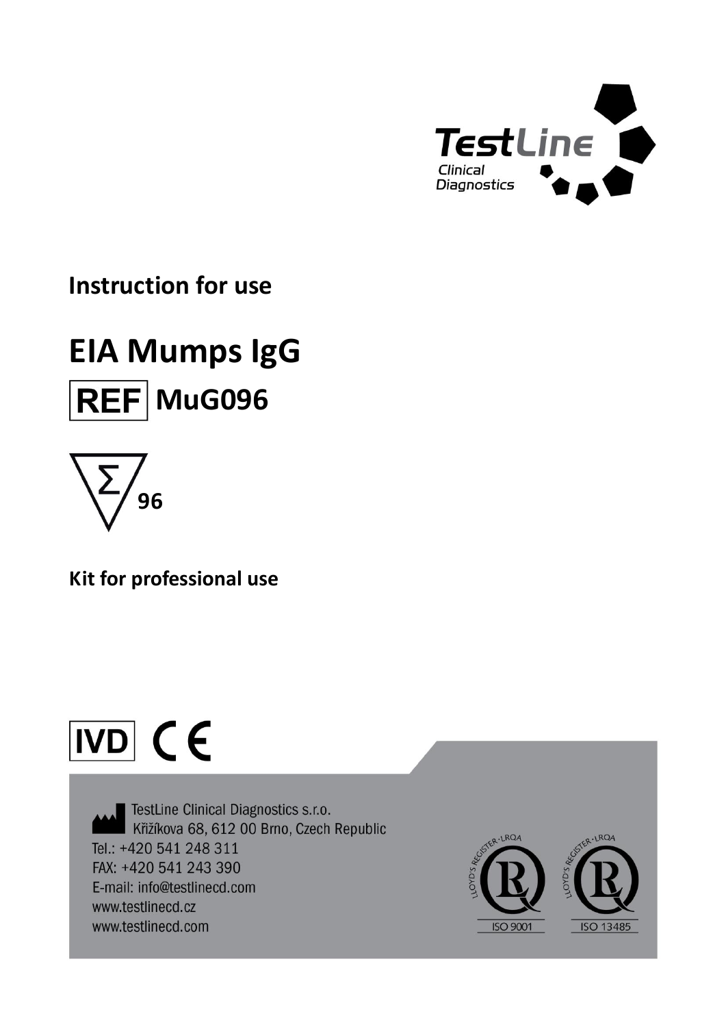TestLine Clinical Diagnostics

## Instruction for use

# EIA Mumps IgG

REF **MuG096**

Σ 96

**Kit for professional use**

IVD CE

TestLine Clinical Diagnostics s.r.o.
Křižíkova 68, 612 00 Brno, Czech Republic
Tel.: +420 541 248 311
FAX: +420 541 243 390
E-mail: info@testlinecd.com
www.testlinecd.cz
www.testlinecd.com

ISO 9001 ISO 13485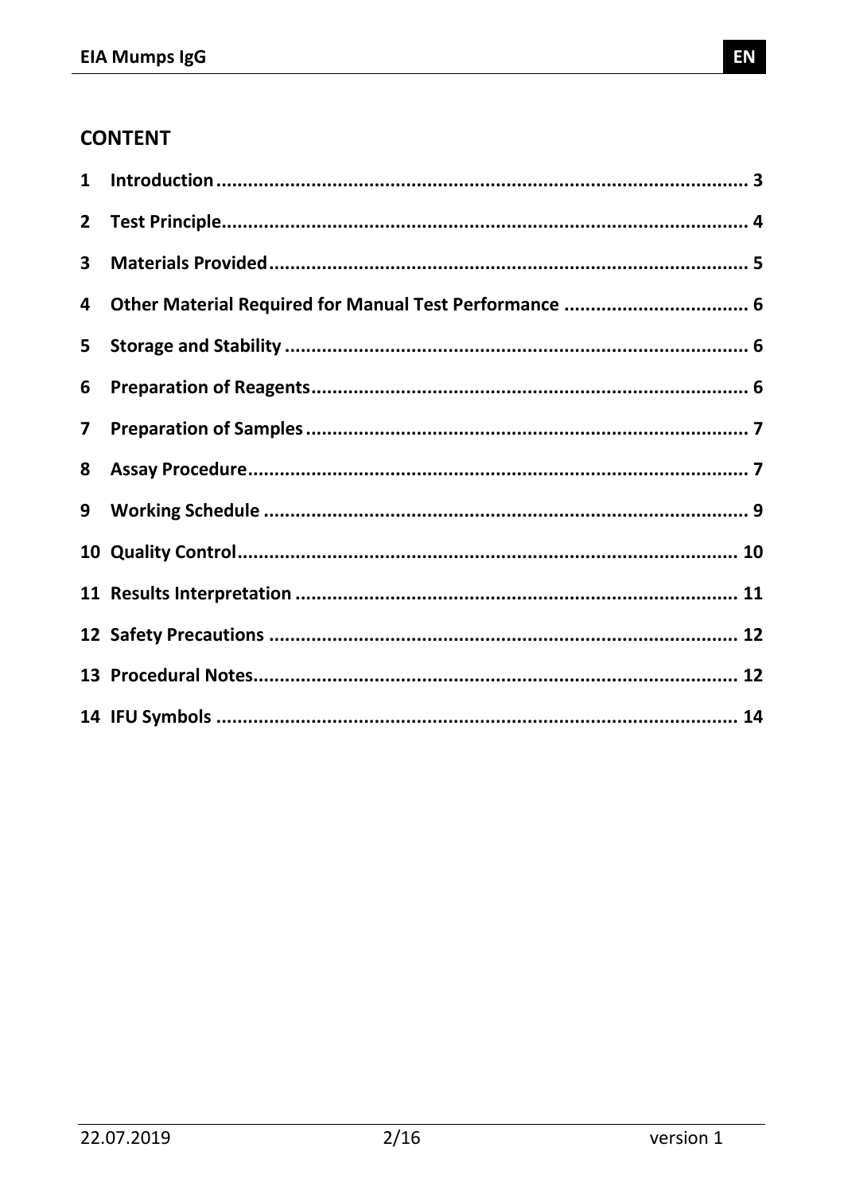## CONTENT

| | | |
|---|---|---|
| 1 | Introduction | 3 |
| 2 | Test Principle | 4 |
| 3 | Materials Provided | 5 |
| 4 | Other Material Required for Manual Test Performance | 6 |
| 5 | Storage and Stability | 6 |
| 6 | Preparation of Reagents | 6 |
| 7 | Preparation of Samples | 7 |
| 8 | Assay Procedure | 7 |
| 9 | Working Schedule | 9 |
| 10 | Quality Control | 10 |
| 11 | Results Interpretation | 11 |
| 12 | Safety Precautions | 12 |
| 13 | Procedural Notes | 12 |
| 14 | IFU Symbols | 14 |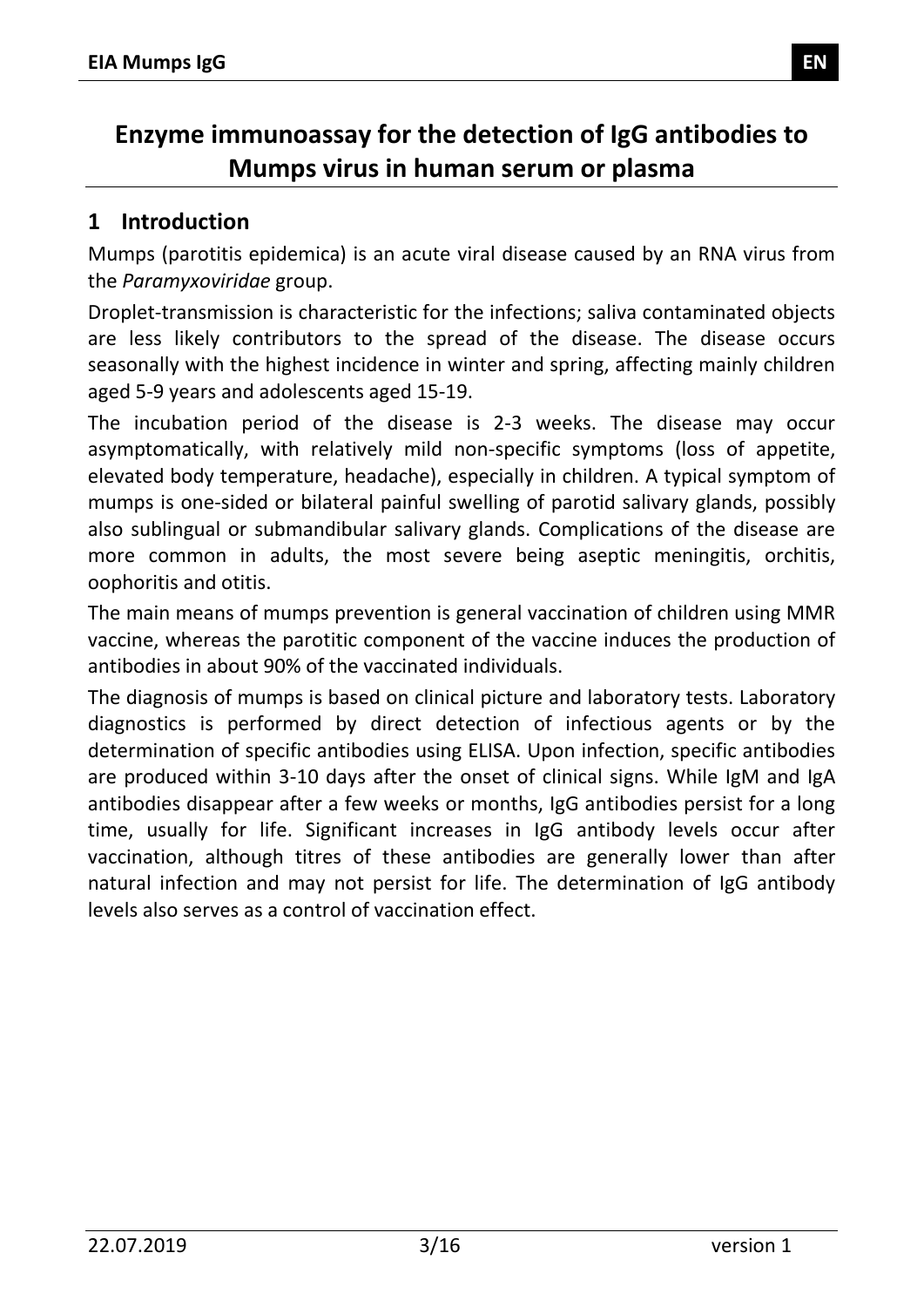# Enzyme immunoassay for the detection of IgG antibodies to Mumps virus in human serum or plasma

## 1 Introduction

Mumps (parotitis epidemica) is an acute viral disease caused by an RNA virus from the *Paramyxoviridae* group.

Droplet-transmission is characteristic for the infections; saliva contaminated objects are less likely contributors to the spread of the disease. The disease occurs seasonally with the highest incidence in winter and spring, affecting mainly children aged 5-9 years and adolescents aged 15-19.

The incubation period of the disease is 2-3 weeks. The disease may occur asymptomatically, with relatively mild non-specific symptoms (loss of appetite, elevated body temperature, headache), especially in children. A typical symptom of mumps is one-sided or bilateral painful swelling of parotid salivary glands, possibly also sublingual or submandibular salivary glands. Complications of the disease are more common in adults, the most severe being aseptic meningitis, orchitis, oophoritis and otitis.

The main means of mumps prevention is general vaccination of children using MMR vaccine, whereas the parotitic component of the vaccine induces the production of antibodies in about 90% of the vaccinated individuals.

The diagnosis of mumps is based on clinical picture and laboratory tests. Laboratory diagnostics is performed by direct detection of infectious agents or by the determination of specific antibodies using ELISA. Upon infection, specific antibodies are produced within 3-10 days after the onset of clinical signs. While IgM and IgA antibodies disappear after a few weeks or months, IgG antibodies persist for a long time, usually for life. Significant increases in IgG antibody levels occur after vaccination, although titres of these antibodies are generally lower than after natural infection and may not persist for life. The determination of IgG antibody levels also serves as a control of vaccination effect.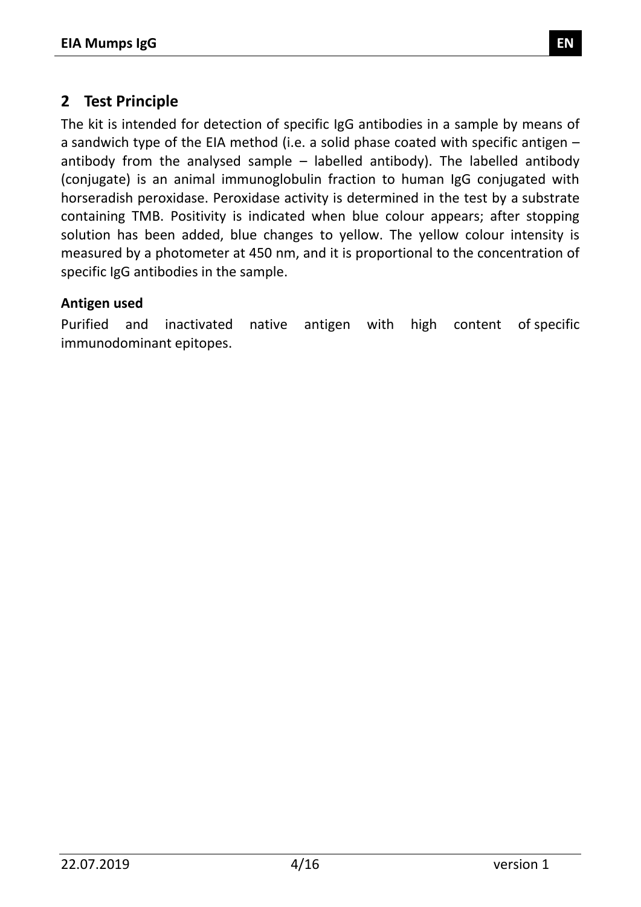## 2 Test Principle

The kit is intended for detection of specific IgG antibodies in a sample by means of a sandwich type of the EIA method (i.e. a solid phase coated with specific antigen – antibody from the analysed sample – labelled antibody). The labelled antibody (conjugate) is an animal immunoglobulin fraction to human IgG conjugated with horseradish peroxidase. Peroxidase activity is determined in the test by a substrate containing TMB. Positivity is indicated when blue colour appears; after stopping solution has been added, blue changes to yellow. The yellow colour intensity is measured by a photometer at 450 nm, and it is proportional to the concentration of specific IgG antibodies in the sample.

**Antigen used**

Purified and inactivated native antigen with high content of specific immunodominant epitopes.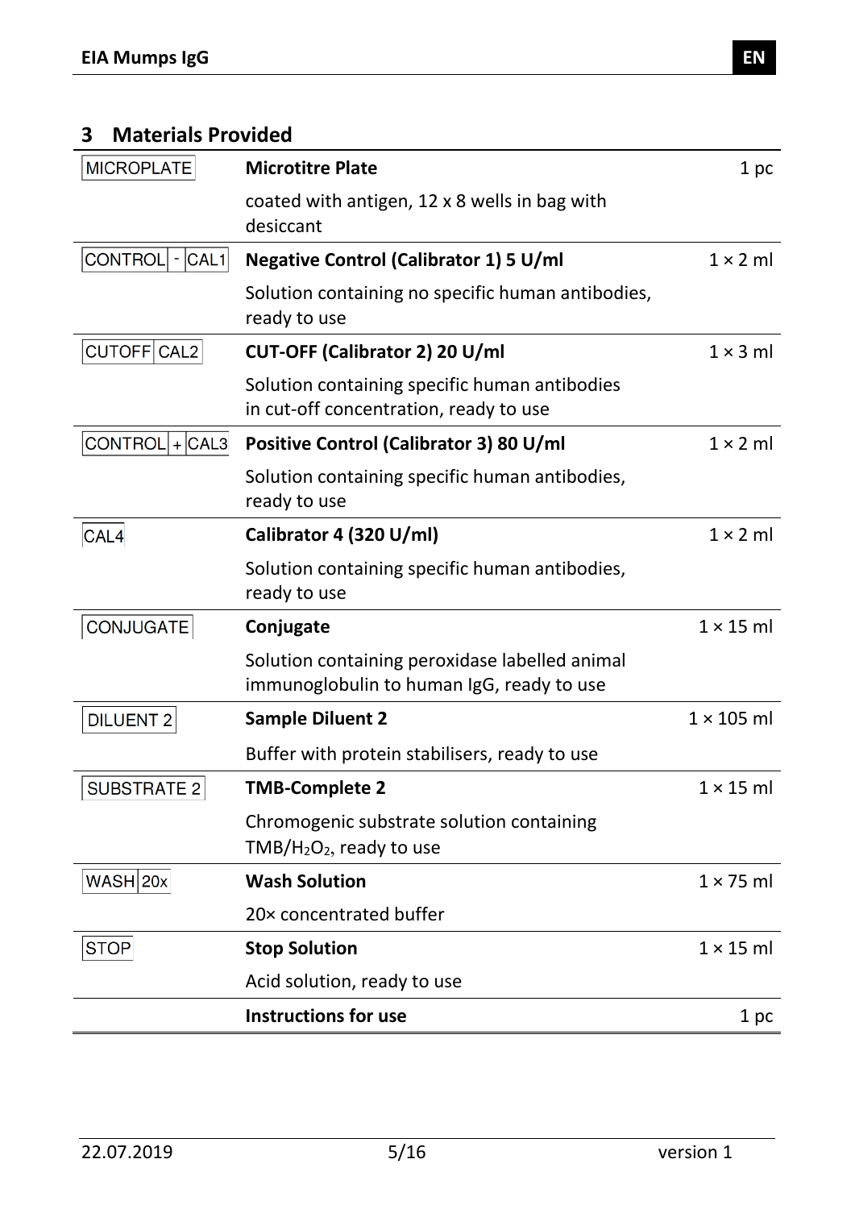## 3 Materials Provided

| | | |
|---|---|---|
| MICROPLATE | **Microtitre Plate** | 1 pc |
| | coated with antigen, 12 x 8 wells in bag with desiccant | |
| CONTROL - CAL1 | **Negative Control (Calibrator 1) 5 U/ml** | 1 × 2 ml |
| | Solution containing no specific human antibodies, ready to use | |
| CUTOFF CAL2 | **CUT-OFF (Calibrator 2) 20 U/ml** | 1 × 3 ml |
| | Solution containing specific human antibodies in cut-off concentration, ready to use | |
| CONTROL + CAL3 | **Positive Control (Calibrator 3) 80 U/ml** | 1 × 2 ml |
| | Solution containing specific human antibodies, ready to use | |
| CAL4 | **Calibrator 4 (320 U/ml)** | 1 × 2 ml |
| | Solution containing specific human antibodies, ready to use | |
| CONJUGATE | **Conjugate** | 1 × 15 ml |
| | Solution containing peroxidase labelled animal immunoglobulin to human IgG, ready to use | |
| DILUENT 2 | **Sample Diluent 2** | 1 × 105 ml |
| | Buffer with protein stabilisers, ready to use | |
| SUBSTRATE 2 | **TMB-Complete 2** | 1 × 15 ml |
| | Chromogenic substrate solution containing $TMB/H_2O_2$, ready to use | |
| WASH 20x | **Wash Solution** | 1 × 75 ml |
| | 20× concentrated buffer | |
| STOP | **Stop Solution** | 1 × 15 ml |
| | Acid solution, ready to use | |
| | **Instructions for use** | 1 pc |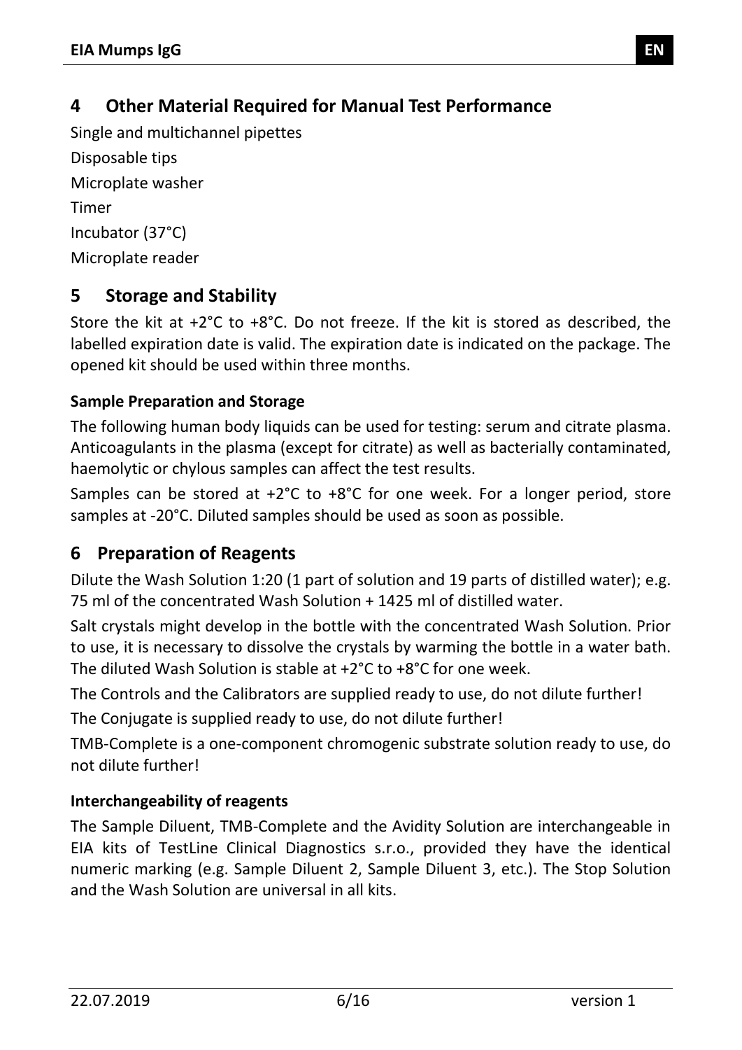## 4 Other Material Required for Manual Test Performance

Single and multichannel pipettes

Disposable tips

Microplate washer

Timer

Incubator (37°C)

Microplate reader

## 5 Storage and Stability

Store the kit at +2°C to +8°C. Do not freeze. If the kit is stored as described, the labelled expiration date is valid. The expiration date is indicated on the package. The opened kit should be used within three months.

### Sample Preparation and Storage

The following human body liquids can be used for testing: serum and citrate plasma. Anticoagulants in the plasma (except for citrate) as well as bacterially contaminated, haemolytic or chylous samples can affect the test results.

Samples can be stored at +2°C to +8°C for one week. For a longer period, store samples at -20°C. Diluted samples should be used as soon as possible.

## 6 Preparation of Reagents

Dilute the Wash Solution 1:20 (1 part of solution and 19 parts of distilled water); e.g. 75 ml of the concentrated Wash Solution + 1425 ml of distilled water.

Salt crystals might develop in the bottle with the concentrated Wash Solution. Prior to use, it is necessary to dissolve the crystals by warming the bottle in a water bath. The diluted Wash Solution is stable at +2°C to +8°C for one week.

The Controls and the Calibrators are supplied ready to use, do not dilute further!

The Conjugate is supplied ready to use, do not dilute further!

TMB-Complete is a one-component chromogenic substrate solution ready to use, do not dilute further!

### Interchangeability of reagents

The Sample Diluent, TMB-Complete and the Avidity Solution are interchangeable in EIA kits of TestLine Clinical Diagnostics s.r.o., provided they have the identical numeric marking (e.g. Sample Diluent 2, Sample Diluent 3, etc.). The Stop Solution and the Wash Solution are universal in all kits.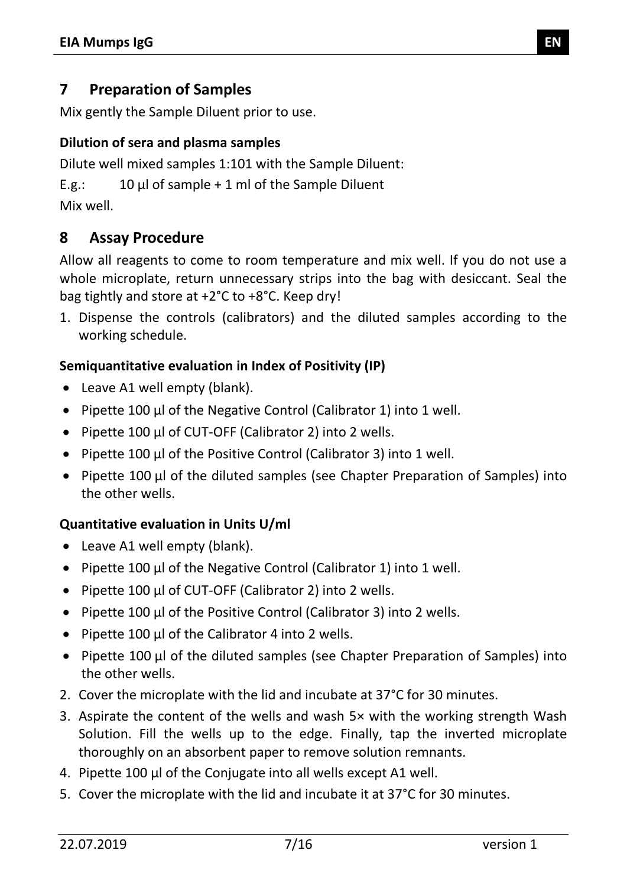## 7 Preparation of Samples

Mix gently the Sample Diluent prior to use.

**Dilution of sera and plasma samples**

Dilute well mixed samples 1:101 with the Sample Diluent:

E.g.: 10 µl of sample + 1 ml of the Sample Diluent

Mix well.

## 8 Assay Procedure

Allow all reagents to come to room temperature and mix well. If you do not use a whole microplate, return unnecessary strips into the bag with desiccant. Seal the bag tightly and store at +2°C to +8°C. Keep dry!

1. Dispense the controls (calibrators) and the diluted samples according to the working schedule.

**Semiquantitative evaluation in Index of Positivity (IP)**

- Leave A1 well empty (blank).
- Pipette 100 µl of the Negative Control (Calibrator 1) into 1 well.
- Pipette 100 µl of CUT-OFF (Calibrator 2) into 2 wells.
- Pipette 100 µl of the Positive Control (Calibrator 3) into 1 well.
- Pipette 100 µl of the diluted samples (see Chapter Preparation of Samples) into the other wells.

**Quantitative evaluation in Units U/ml**

- Leave A1 well empty (blank).
- Pipette 100 µl of the Negative Control (Calibrator 1) into 1 well.
- Pipette 100 µl of CUT-OFF (Calibrator 2) into 2 wells.
- Pipette 100 µl of the Positive Control (Calibrator 3) into 2 wells.
- Pipette 100 µl of the Calibrator 4 into 2 wells.
- Pipette 100 µl of the diluted samples (see Chapter Preparation of Samples) into the other wells.

2. Cover the microplate with the lid and incubate at 37°C for 30 minutes.
3. Aspirate the content of the wells and wash 5× with the working strength Wash Solution. Fill the wells up to the edge. Finally, tap the inverted microplate thoroughly on an absorbent paper to remove solution remnants.
4. Pipette 100 µl of the Conjugate into all wells except A1 well.
5. Cover the microplate with the lid and incubate it at 37°C for 30 minutes.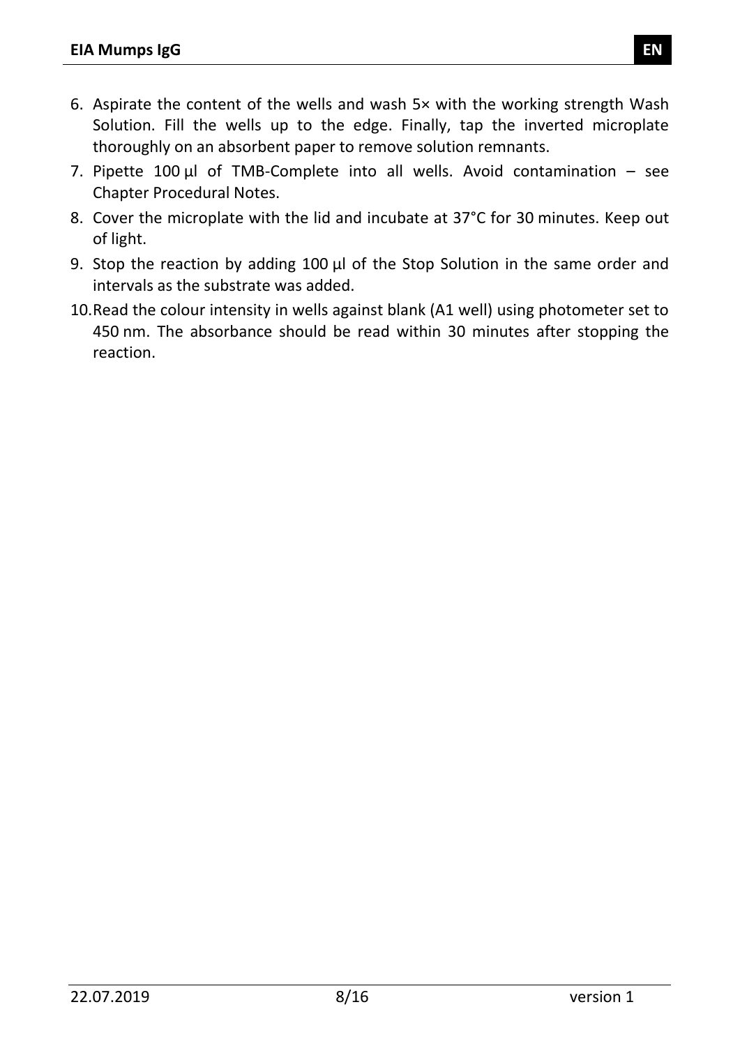6. Aspirate the content of the wells and wash 5× with the working strength Wash Solution. Fill the wells up to the edge. Finally, tap the inverted microplate thoroughly on an absorbent paper to remove solution remnants.
7. Pipette 100 µl of TMB-Complete into all wells. Avoid contamination – see Chapter Procedural Notes.
8. Cover the microplate with the lid and incubate at 37°C for 30 minutes. Keep out of light.
9. Stop the reaction by adding 100 µl of the Stop Solution in the same order and intervals as the substrate was added.
10. Read the colour intensity in wells against blank (A1 well) using photometer set to 450 nm. The absorbance should be read within 30 minutes after stopping the reaction.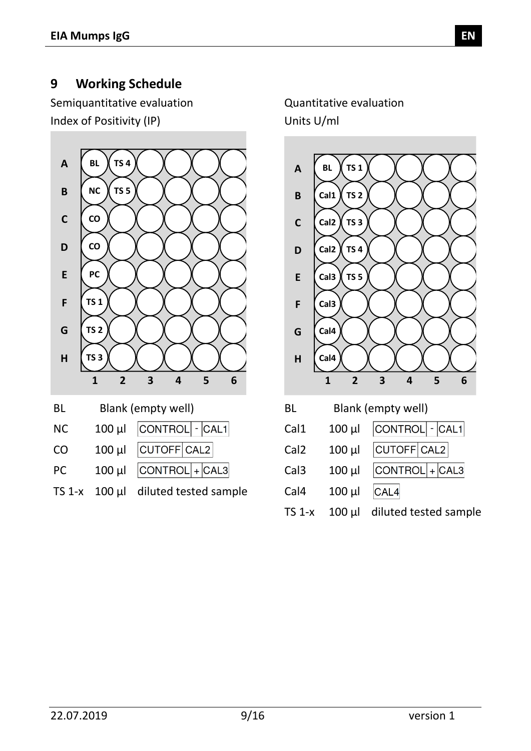## 9 Working Schedule

Semiquantitative evaluation

Index of Positivity (IP)

| | 1 | 2 | 3 | 4 | 5 | 6 |
|---|---|---|---|---|---|---|
| A | BL | TS 4 | | | | |
| B | NC | TS 5 | | | | |
| C | CO | | | | | |
| D | CO | | | | | |
| E | PC | | | | | |
| F | TS 1 | | | | | |
| G | TS 2 | | | | | |
| H | TS 3 | | | | | |

| | | |
|---|---|---|
| BL | Blank (empty well) | |
| NC | 100 µl | CONTROL - CAL1 |
| CO | 100 µl | CUTOFF CAL2 |
| PC | 100 µl | CONTROL + CAL3 |
| TS 1-x | 100 µl | diluted tested sample |

Quantitative evaluation

Units U/ml

| | 1 | 2 | 3 | 4 | 5 | 6 |
|---|---|---|---|---|---|---|
| A | BL | TS 1 | | | | |
| B | Cal1 | TS 2 | | | | |
| C | Cal2 | TS 3 | | | | |
| D | Cal2 | TS 4 | | | | |
| E | Cal3 | TS 5 | | | | |
| F | Cal3 | | | | | |
| G | Cal4 | | | | | |
| H | Cal4 | | | | | |

| | | |
|---|---|---|
| BL | Blank (empty well) | |
| Cal1 | 100 µl | CONTROL - CAL1 |
| Cal2 | 100 µl | CUTOFF CAL2 |
| Cal3 | 100 µl | CONTROL + CAL3 |
| Cal4 | 100 µl | CAL4 |
| TS 1-x | 100 µl | diluted tested sample |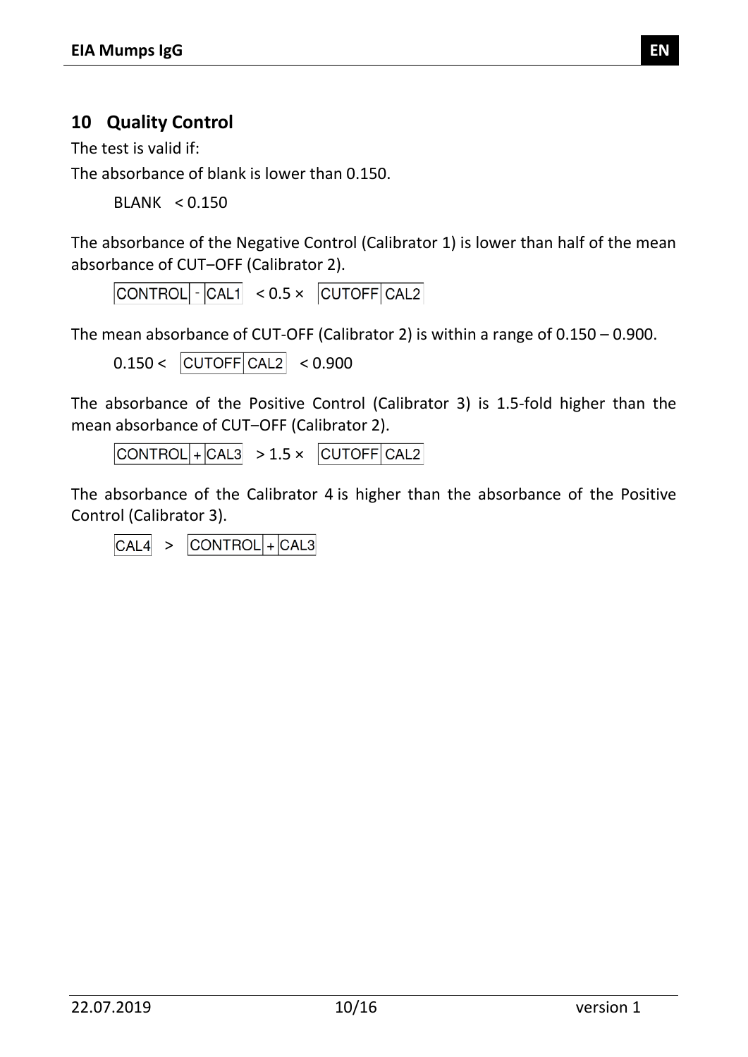## 10 Quality Control

The test is valid if:

The absorbance of blank is lower than 0.150.

BLANK < 0.150

The absorbance of the Negative Control (Calibrator 1) is lower than half of the mean absorbance of CUT–OFF (Calibrator 2).

CONTROL - CAL1 < 0.5 × CUTOFF CAL2

The mean absorbance of CUT-OFF (Calibrator 2) is within a range of 0.150 – 0.900.

0.150 < CUTOFF CAL2 < 0.900

The absorbance of the Positive Control (Calibrator 3) is 1.5-fold higher than the mean absorbance of CUT–OFF (Calibrator 2).

CONTROL + CAL3 > 1.5 × CUTOFF CAL2

The absorbance of the Calibrator 4 is higher than the absorbance of the Positive Control (Calibrator 3).

CAL4 > CONTROL + CAL3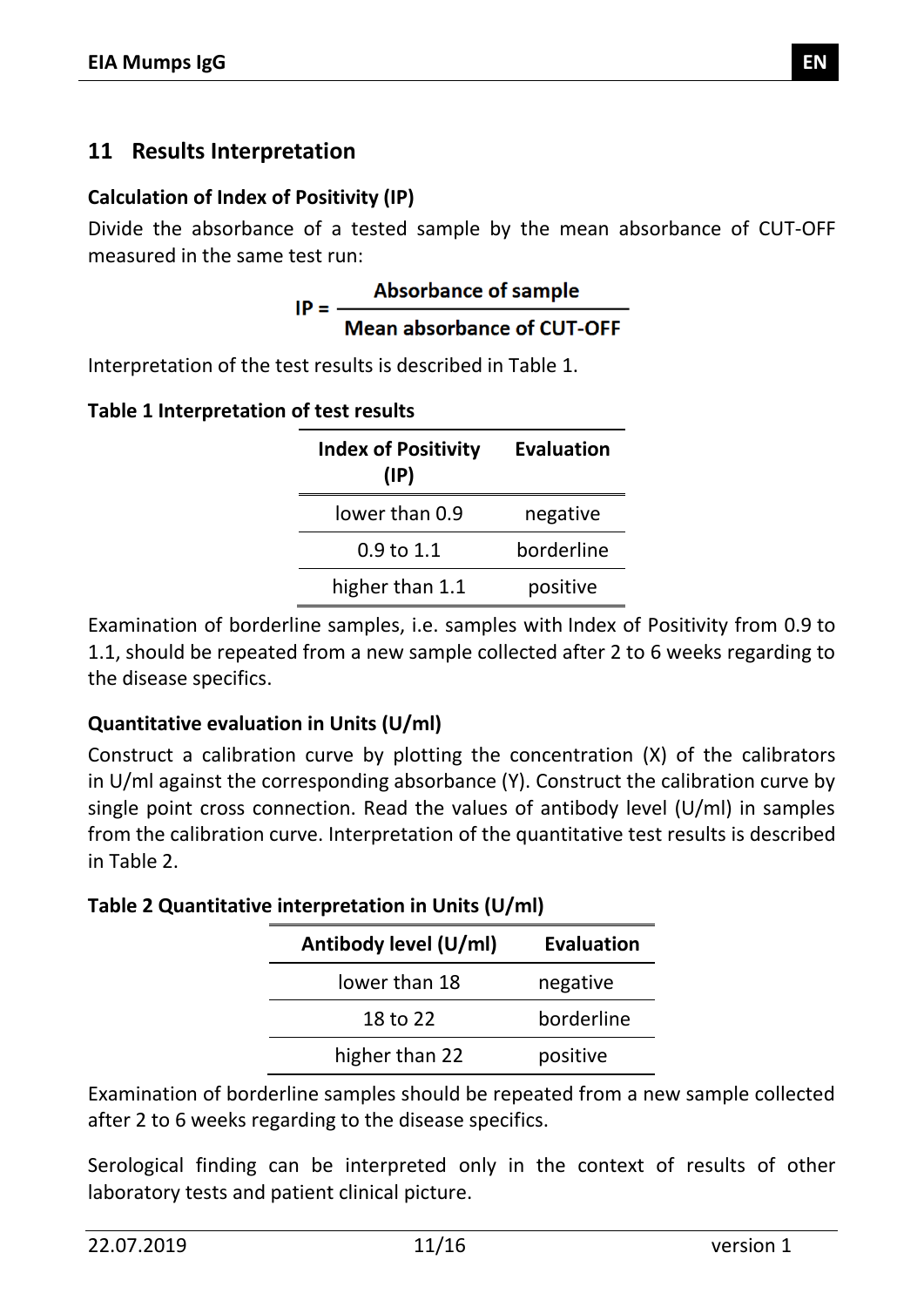## 11 Results Interpretation

**Calculation of Index of Positivity (IP)**

Divide the absorbance of a tested sample by the mean absorbance of CUT-OFF measured in the same test run:

$$\mathbf{IP} = \frac{\textbf{Absorbance of sample}}{\textbf{Mean absorbance of CUT-OFF}}$$

Interpretation of the test results is described in Table 1.

**Table 1 Interpretation of test results**

| Index of Positivity (IP) | Evaluation |
|---|---|
| lower than 0.9 | negative |
| 0.9 to 1.1 | borderline |
| higher than 1.1 | positive |

Examination of borderline samples, i.e. samples with Index of Positivity from 0.9 to 1.1, should be repeated from a new sample collected after 2 to 6 weeks regarding to the disease specifics.

**Quantitative evaluation in Units (U/ml)**

Construct a calibration curve by plotting the concentration (X) of the calibrators in U/ml against the corresponding absorbance (Y). Construct the calibration curve by single point cross connection. Read the values of antibody level (U/ml) in samples from the calibration curve. Interpretation of the quantitative test results is described in Table 2.

**Table 2 Quantitative interpretation in Units (U/ml)**

| Antibody level (U/ml) | Evaluation |
|---|---|
| lower than 18 | negative |
| 18 to 22 | borderline |
| higher than 22 | positive |

Examination of borderline samples should be repeated from a new sample collected after 2 to 6 weeks regarding to the disease specifics.

Serological finding can be interpreted only in the context of results of other laboratory tests and patient clinical picture.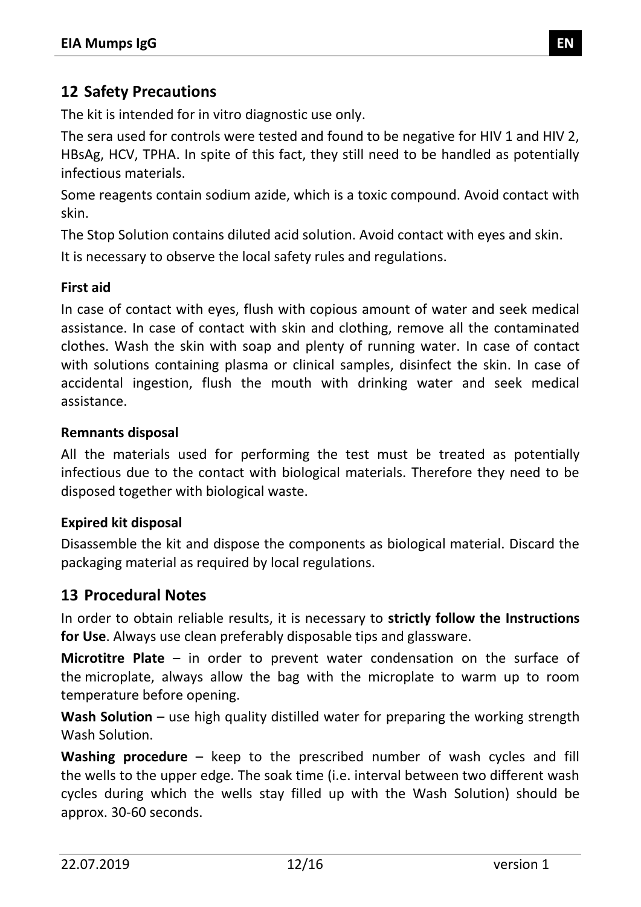## 12 Safety Precautions

The kit is intended for in vitro diagnostic use only.

The sera used for controls were tested and found to be negative for HIV 1 and HIV 2, HBsAg, HCV, TPHA. In spite of this fact, they still need to be handled as potentially infectious materials.

Some reagents contain sodium azide, which is a toxic compound. Avoid contact with skin.

The Stop Solution contains diluted acid solution. Avoid contact with eyes and skin.

It is necessary to observe the local safety rules and regulations.

**First aid**

In case of contact with eyes, flush with copious amount of water and seek medical assistance. In case of contact with skin and clothing, remove all the contaminated clothes. Wash the skin with soap and plenty of running water. In case of contact with solutions containing plasma or clinical samples, disinfect the skin. In case of accidental ingestion, flush the mouth with drinking water and seek medical assistance.

**Remnants disposal**

All the materials used for performing the test must be treated as potentially infectious due to the contact with biological materials. Therefore they need to be disposed together with biological waste.

**Expired kit disposal**

Disassemble the kit and dispose the components as biological material. Discard the packaging material as required by local regulations.

## 13 Procedural Notes

In order to obtain reliable results, it is necessary to **strictly follow the Instructions for Use**. Always use clean preferably disposable tips and glassware.

**Microtitre Plate** – in order to prevent water condensation on the surface of the microplate, always allow the bag with the microplate to warm up to room temperature before opening.

**Wash Solution** – use high quality distilled water for preparing the working strength Wash Solution.

**Washing procedure** – keep to the prescribed number of wash cycles and fill the wells to the upper edge. The soak time (i.e. interval between two different wash cycles during which the wells stay filled up with the Wash Solution) should be approx. 30-60 seconds.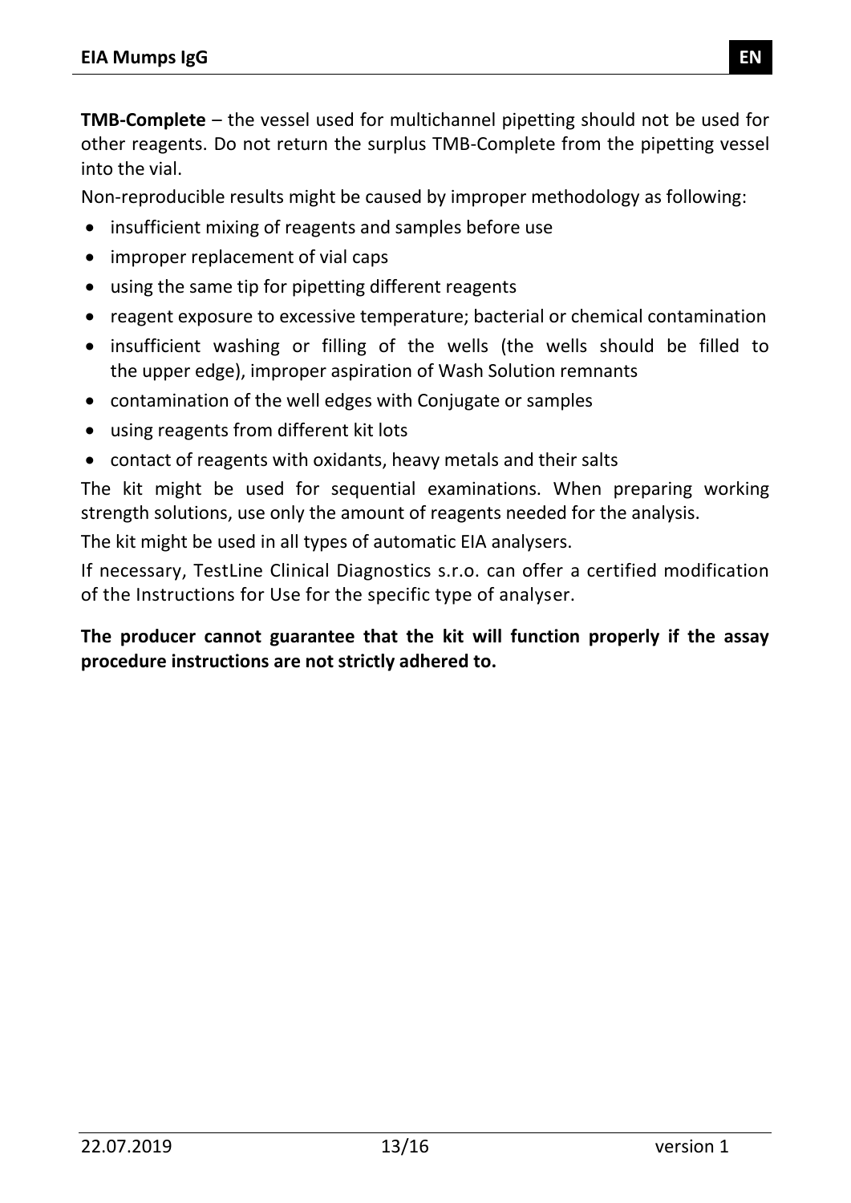**TMB-Complete** – the vessel used for multichannel pipetting should not be used for other reagents. Do not return the surplus TMB-Complete from the pipetting vessel into the vial.

Non-reproducible results might be caused by improper methodology as following:

- insufficient mixing of reagents and samples before use
- improper replacement of vial caps
- using the same tip for pipetting different reagents
- reagent exposure to excessive temperature; bacterial or chemical contamination
- insufficient washing or filling of the wells (the wells should be filled to the upper edge), improper aspiration of Wash Solution remnants
- contamination of the well edges with Conjugate or samples
- using reagents from different kit lots
- contact of reagents with oxidants, heavy metals and their salts

The kit might be used for sequential examinations. When preparing working strength solutions, use only the amount of reagents needed for the analysis.

The kit might be used in all types of automatic EIA analysers.

If necessary, TestLine Clinical Diagnostics s.r.o. can offer a certified modification of the Instructions for Use for the specific type of analyser.

**The producer cannot guarantee that the kit will function properly if the assay procedure instructions are not strictly adhered to.**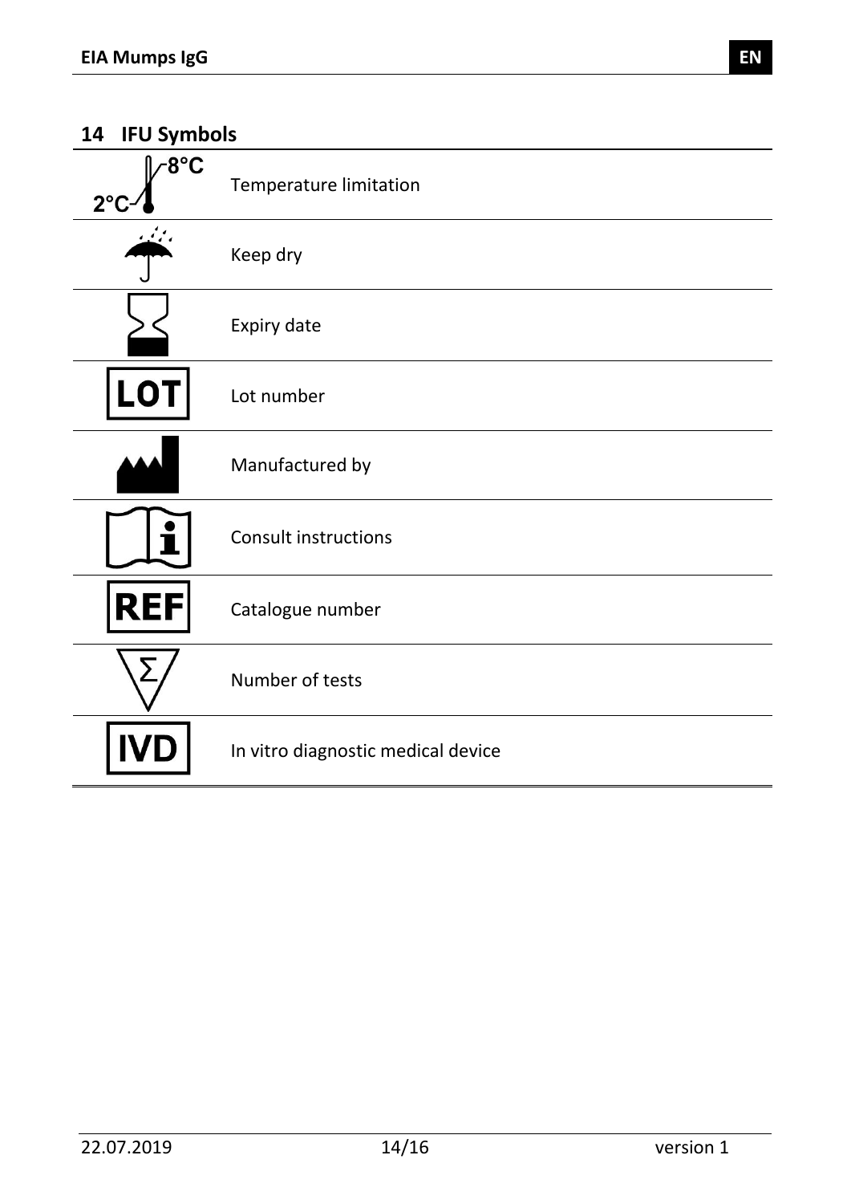## 14 IFU Symbols

| Symbol | Meaning |
|---|---|
| 2°C – 8°C | Temperature limitation |
| | Keep dry |
| | Expiry date |
| LOT | Lot number |
| | Manufactured by |
| | Consult instructions |
| REF | Catalogue number |
| Σ | Number of tests |
| IVD | In vitro diagnostic medical device |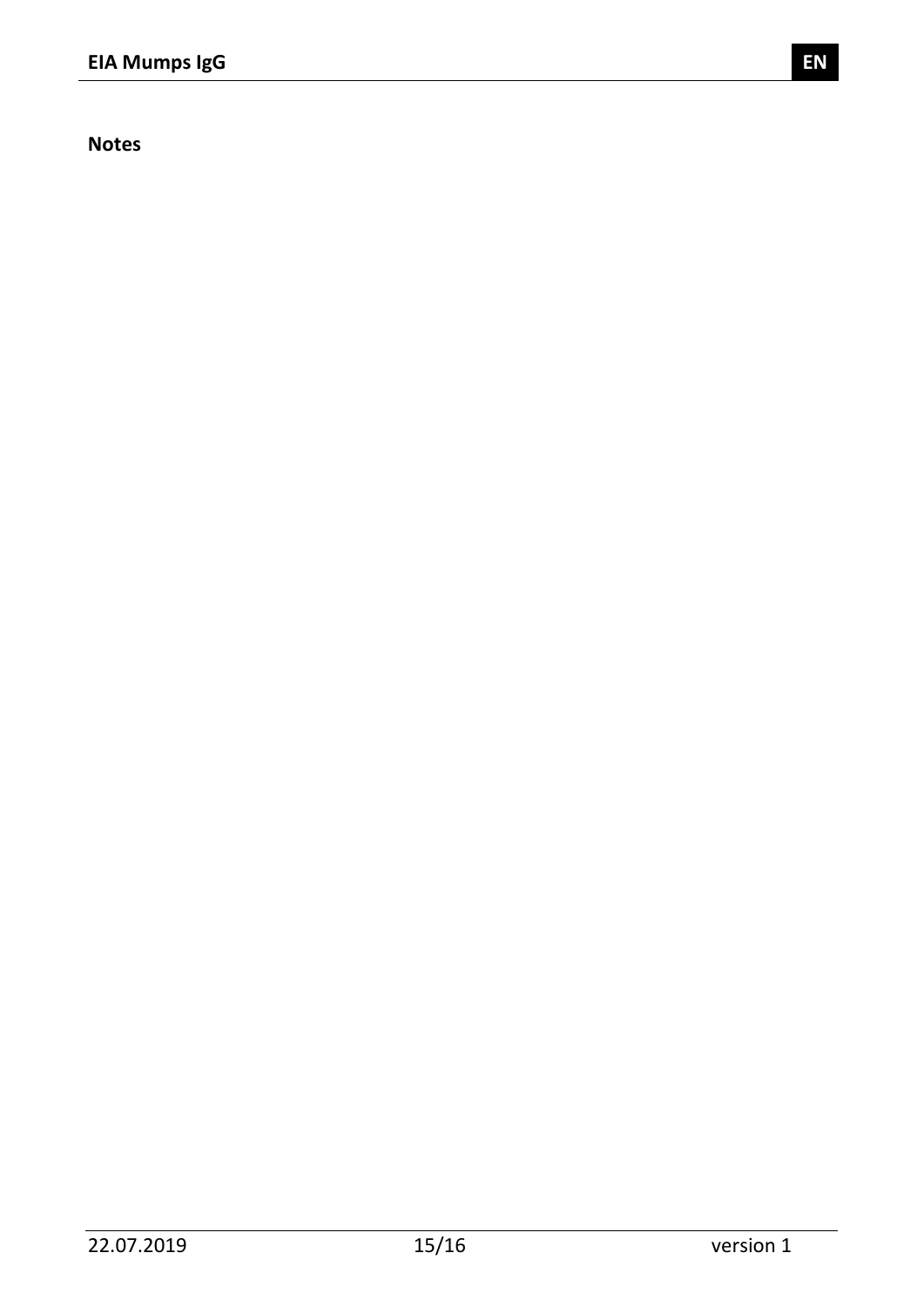**Notes**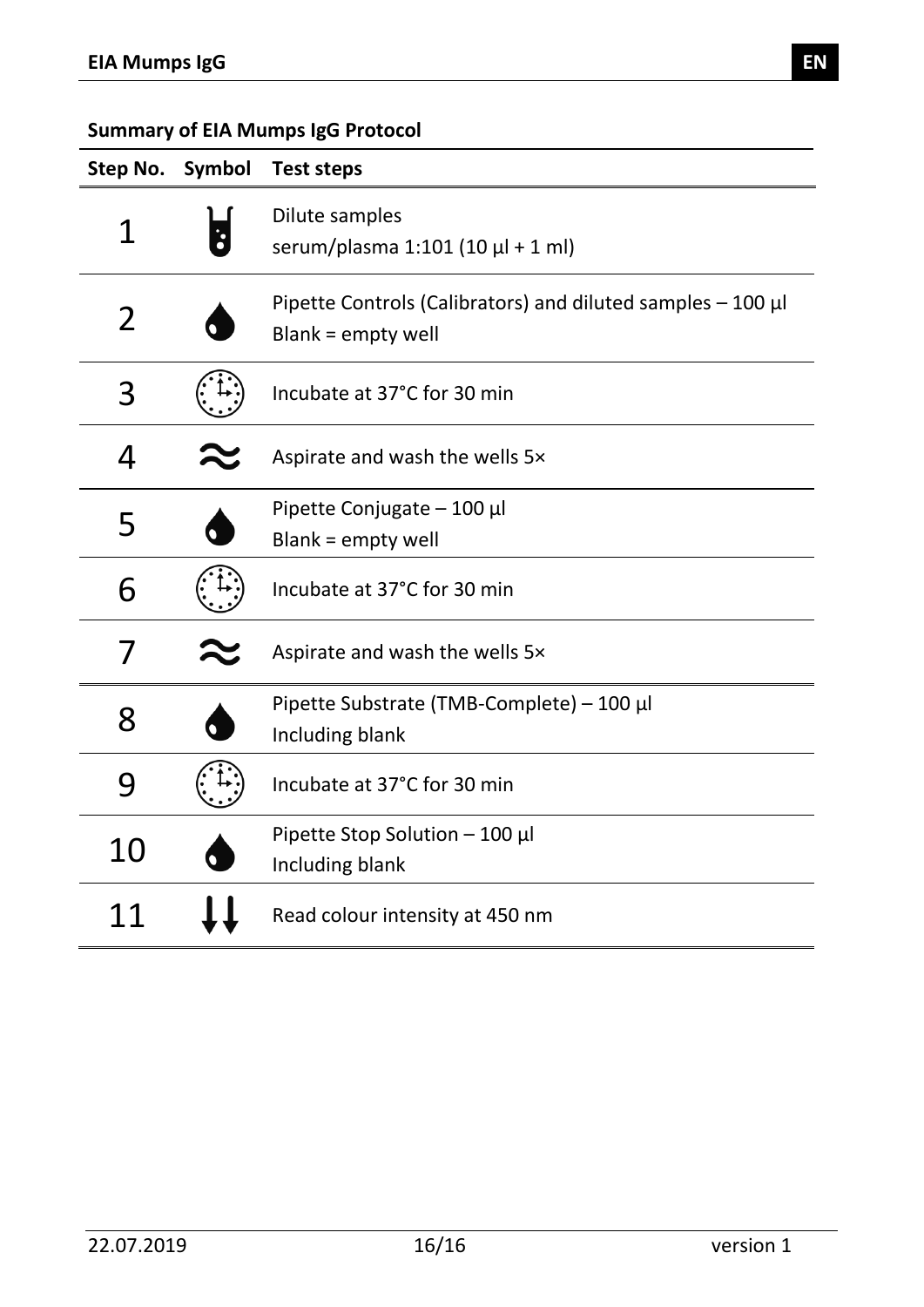## Summary of EIA Mumps IgG Protocol

| Step No. | Symbol | Test steps |
|---|---|---|
| 1 | | Dilute samples<br>serum/plasma 1:101 (10 µl + 1 ml) |
| 2 | | Pipette Controls (Calibrators) and diluted samples – 100 µl<br>Blank = empty well |
| 3 | | Incubate at 37°C for 30 min |
| 4 | ≈ | Aspirate and wash the wells 5× |
| 5 | | Pipette Conjugate – 100 µl<br>Blank = empty well |
| 6 | | Incubate at 37°C for 30 min |
| 7 | ≈ | Aspirate and wash the wells 5× |
| 8 | | Pipette Substrate (TMB-Complete) – 100 µl<br>Including blank |
| 9 | | Incubate at 37°C for 30 min |
| 10 | | Pipette Stop Solution – 100 µl<br>Including blank |
| 11 | ↓↓ | Read colour intensity at 450 nm |

22.07.2019 version 1